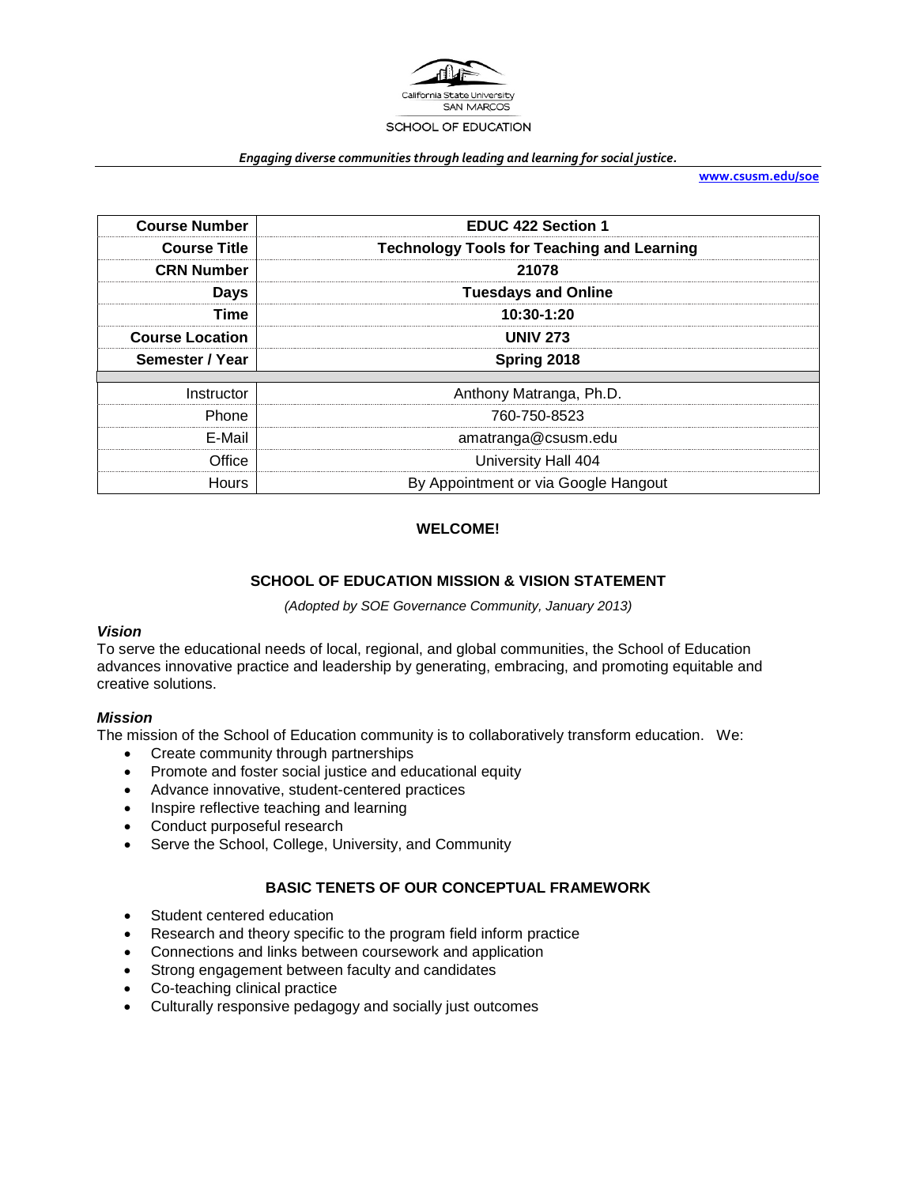California State University SAN MARCOS

SCHOOL OF EDUCATION

***Engaging diverse communities through leading and learning for social justice.***

**www.csusm.edu/soe**

| | |
|---|---|
| **Course Number** | **EDUC 422 Section 1** |
| **Course Title** | **Technology Tools for Teaching and Learning** |
| **CRN Number** | **21078** |
| **Days** | **Tuesdays and Online** |
| **Time** | **10:30-1:20** |
| **Course Location** | **UNIV 273** |
| **Semester / Year** | **Spring 2018** |
| | |
| Instructor | Anthony Matranga, Ph.D. |
| Phone | 760-750-8523 |
| E-Mail | amatranga@csusm.edu |
| Office | University Hall 404 |
| Hours | By Appointment or via Google Hangout |

**WELCOME!**

## SCHOOL OF EDUCATION MISSION & VISION STATEMENT

*(Adopted by SOE Governance Community, January 2013)*

### *Vision*

To serve the educational needs of local, regional, and global communities, the School of Education advances innovative practice and leadership by generating, embracing, and promoting equitable and creative solutions.

### *Mission*

The mission of the School of Education community is to collaboratively transform education. We:

- Create community through partnerships
- Promote and foster social justice and educational equity
- Advance innovative, student-centered practices
- Inspire reflective teaching and learning
- Conduct purposeful research
- Serve the School, College, University, and Community

## BASIC TENETS OF OUR CONCEPTUAL FRAMEWORK

- Student centered education
- Research and theory specific to the program field inform practice
- Connections and links between coursework and application
- Strong engagement between faculty and candidates
- Co-teaching clinical practice
- Culturally responsive pedagogy and socially just outcomes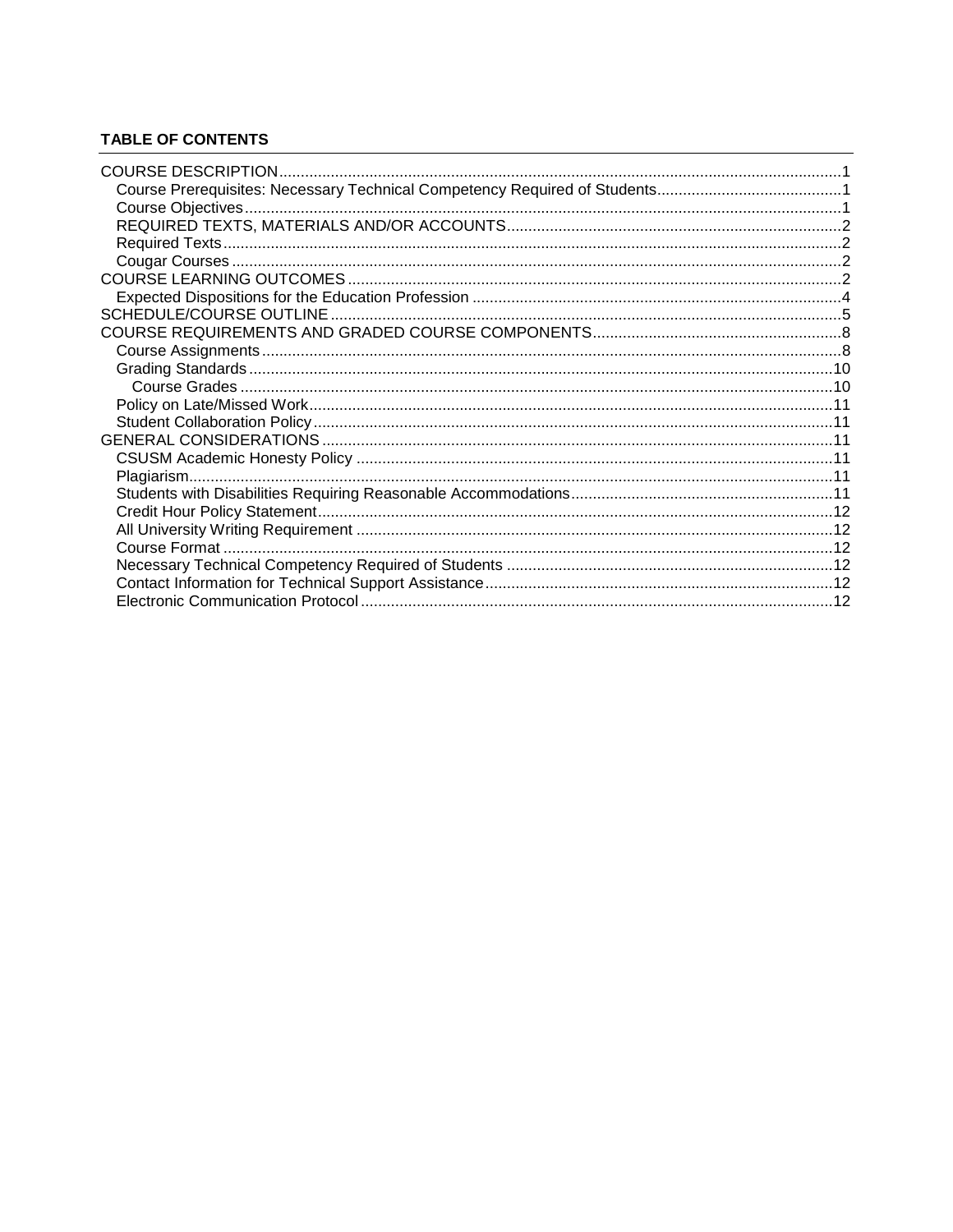**TABLE OF CONTENTS**

- COURSE DESCRIPTION ....................................................... 1
  - Course Prerequisites: Necessary Technical Competency Required of Students ....................................................... 1
  - Course Objectives ....................................................... 1
  - REQUIRED TEXTS, MATERIALS AND/OR ACCOUNTS ....................................................... 2
  - Required Texts ....................................................... 2
  - Cougar Courses ....................................................... 2
- COURSE LEARNING OUTCOMES ....................................................... 2
  - Expected Dispositions for the Education Profession ....................................................... 4
- SCHEDULE/COURSE OUTLINE ....................................................... 5
- COURSE REQUIREMENTS AND GRADED COURSE COMPONENTS ....................................................... 8
  - Course Assignments ....................................................... 8
  - Grading Standards ....................................................... 10
    - Course Grades ....................................................... 10
  - Policy on Late/Missed Work ....................................................... 11
  - Student Collaboration Policy ....................................................... 11
- GENERAL CONSIDERATIONS ....................................................... 11
  - CSUSM Academic Honesty Policy ....................................................... 11
  - Plagiarism ....................................................... 11
  - Students with Disabilities Requiring Reasonable Accommodations ....................................................... 11
  - Credit Hour Policy Statement ....................................................... 12
  - All University Writing Requirement ....................................................... 12
  - Course Format ....................................................... 12
  - Necessary Technical Competency Required of Students ....................................................... 12
  - Contact Information for Technical Support Assistance ....................................................... 12
  - Electronic Communication Protocol ....................................................... 12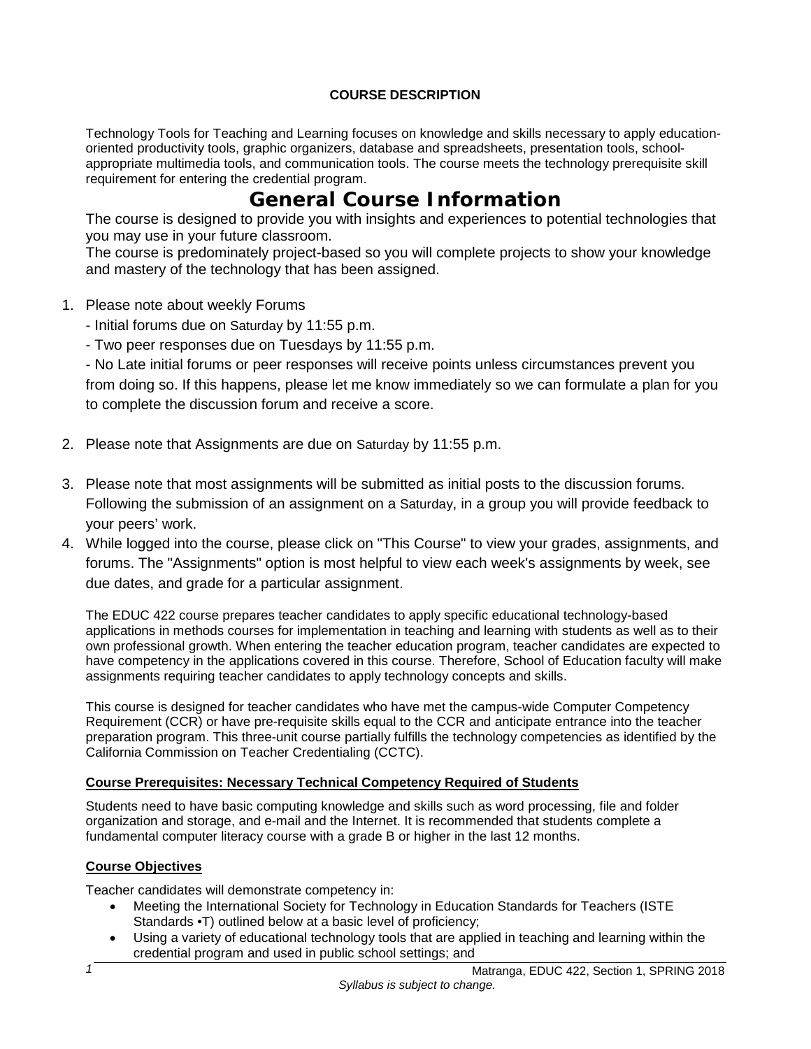**COURSE DESCRIPTION**

Technology Tools for Teaching and Learning focuses on knowledge and skills necessary to apply education-oriented productivity tools, graphic organizers, database and spreadsheets, presentation tools, school-appropriate multimedia tools, and communication tools. The course meets the technology prerequisite skill requirement for entering the credential program.

# General Course Information

The course is designed to provide you with insights and experiences to potential technologies that you may use in your future classroom.

The course is predominately project-based so you will complete projects to show your knowledge and mastery of the technology that has been assigned.

1. Please note about weekly Forums
   - Initial forums due on Saturday by 11:55 p.m.
   - Two peer responses due on Tuesdays by 11:55 p.m.
   - No Late initial forums or peer responses will receive points unless circumstances prevent you from doing so. If this happens, please let me know immediately so we can formulate a plan for you to complete the discussion forum and receive a score.

2. Please note that Assignments are due on Saturday by 11:55 p.m.

3. Please note that most assignments will be submitted as initial posts to the discussion forums. Following the submission of an assignment on a Saturday, in a group you will provide feedback to your peers' work.

4. While logged into the course, please click on "This Course" to view your grades, assignments, and forums. The "Assignments" option is most helpful to view each week's assignments by week, see due dates, and grade for a particular assignment.

The EDUC 422 course prepares teacher candidates to apply specific educational technology-based applications in methods courses for implementation in teaching and learning with students as well as to their own professional growth. When entering the teacher education program, teacher candidates are expected to have competency in the applications covered in this course. Therefore, School of Education faculty will make assignments requiring teacher candidates to apply technology concepts and skills.

This course is designed for teacher candidates who have met the campus-wide Computer Competency Requirement (CCR) or have pre-requisite skills equal to the CCR and anticipate entrance into the teacher preparation program. This three-unit course partially fulfills the technology competencies as identified by the California Commission on Teacher Credentialing (CCTC).

**Course Prerequisites: Necessary Technical Competency Required of Students**

Students need to have basic computing knowledge and skills such as word processing, file and folder organization and storage, and e-mail and the Internet. It is recommended that students complete a fundamental computer literacy course with a grade B or higher in the last 12 months.

**Course Objectives**

Teacher candidates will demonstrate competency in:

- Meeting the International Society for Technology in Education Standards for Teachers (ISTE Standards •T) outlined below at a basic level of proficiency;
- Using a variety of educational technology tools that are applied in teaching and learning within the credential program and used in public school settings; and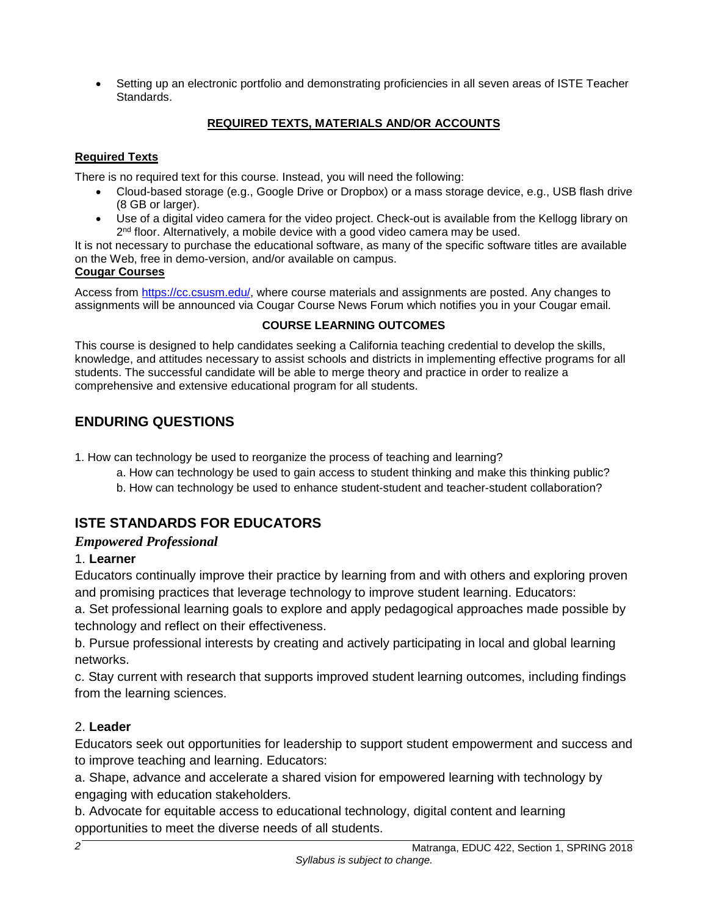- Setting up an electronic portfolio and demonstrating proficiencies in all seven areas of ISTE Teacher Standards.

## REQUIRED TEXTS, MATERIALS AND/OR ACCOUNTS

### Required Texts

There is no required text for this course. Instead, you will need the following:

- Cloud-based storage (e.g., Google Drive or Dropbox) or a mass storage device, e.g., USB flash drive (8 GB or larger).
- Use of a digital video camera for the video project. Check-out is available from the Kellogg library on 2nd floor. Alternatively, a mobile device with a good video camera may be used.

It is not necessary to purchase the educational software, as many of the specific software titles are available on the Web, free in demo-version, and/or available on campus.

### Cougar Courses

Access from [https://cc.csusm.edu/](https://cc.csusm.edu/), where course materials and assignments are posted. Any changes to assignments will be announced via Cougar Course News Forum which notifies you in your Cougar email.

### COURSE LEARNING OUTCOMES

This course is designed to help candidates seeking a California teaching credential to develop the skills, knowledge, and attitudes necessary to assist schools and districts in implementing effective programs for all students. The successful candidate will be able to merge theory and practice in order to realize a comprehensive and extensive educational program for all students.

## ENDURING QUESTIONS

1. How can technology be used to reorganize the process of teaching and learning?
    a. How can technology be used to gain access to student thinking and make this thinking public?
    b. How can technology be used to enhance student-student and teacher-student collaboration?

## ISTE STANDARDS FOR EDUCATORS

### *Empowered Professional*

1. **Learner**

Educators continually improve their practice by learning from and with others and exploring proven and promising practices that leverage technology to improve student learning. Educators:

a. Set professional learning goals to explore and apply pedagogical approaches made possible by technology and reflect on their effectiveness.

b. Pursue professional interests by creating and actively participating in local and global learning networks.

c. Stay current with research that supports improved student learning outcomes, including findings from the learning sciences.

2. **Leader**

Educators seek out opportunities for leadership to support student empowerment and success and to improve teaching and learning. Educators:

a. Shape, advance and accelerate a shared vision for empowered learning with technology by engaging with education stakeholders.

b. Advocate for equitable access to educational technology, digital content and learning opportunities to meet the diverse needs of all students.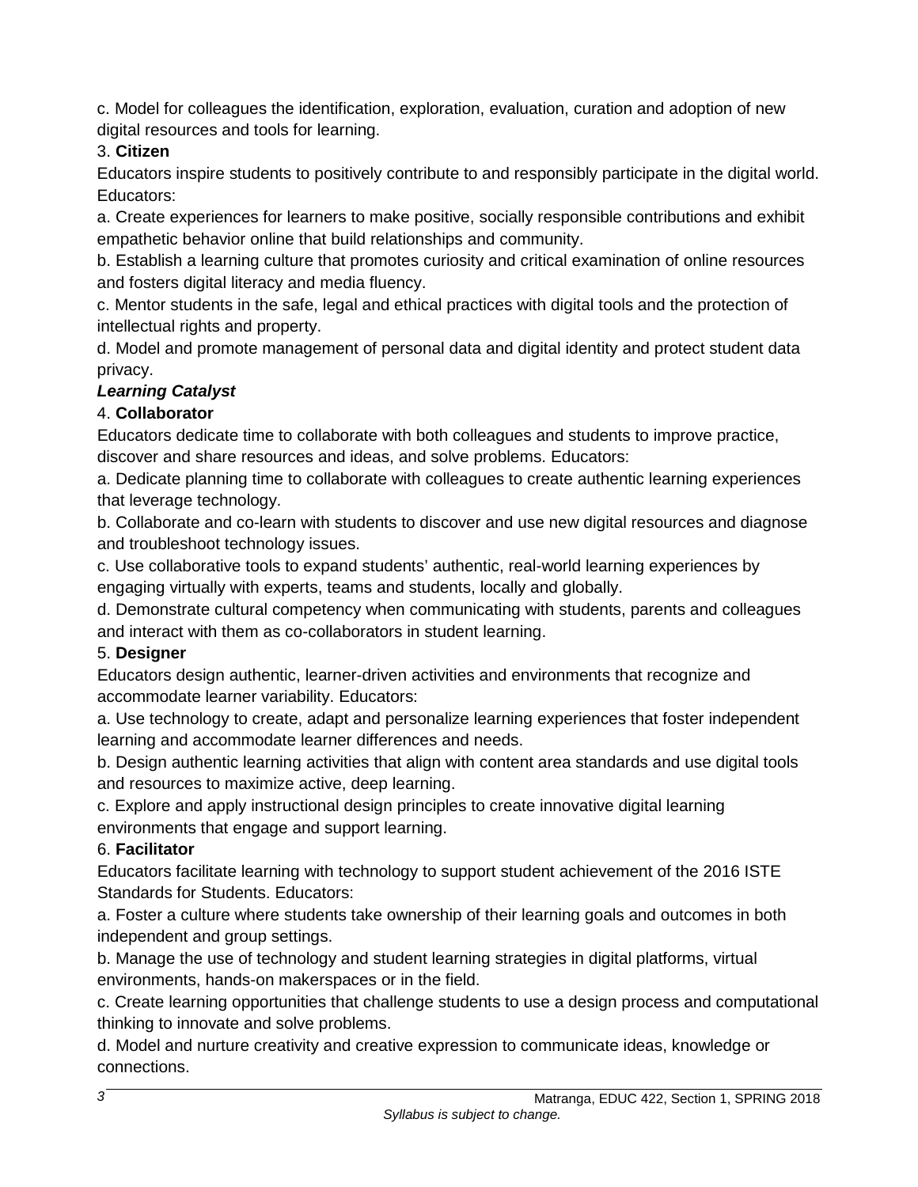c. Model for colleagues the identification, exploration, evaluation, curation and adoption of new digital resources and tools for learning.

3. **Citizen**

Educators inspire students to positively contribute to and responsibly participate in the digital world. Educators:

a. Create experiences for learners to make positive, socially responsible contributions and exhibit empathetic behavior online that build relationships and community.

b. Establish a learning culture that promotes curiosity and critical examination of online resources and fosters digital literacy and media fluency.

c. Mentor students in the safe, legal and ethical practices with digital tools and the protection of intellectual rights and property.

d. Model and promote management of personal data and digital identity and protect student data privacy.

***Learning Catalyst***

4. **Collaborator**

Educators dedicate time to collaborate with both colleagues and students to improve practice, discover and share resources and ideas, and solve problems. Educators:

a. Dedicate planning time to collaborate with colleagues to create authentic learning experiences that leverage technology.

b. Collaborate and co-learn with students to discover and use new digital resources and diagnose and troubleshoot technology issues.

c. Use collaborative tools to expand students' authentic, real-world learning experiences by engaging virtually with experts, teams and students, locally and globally.

d. Demonstrate cultural competency when communicating with students, parents and colleagues and interact with them as co-collaborators in student learning.

5. **Designer**

Educators design authentic, learner-driven activities and environments that recognize and accommodate learner variability. Educators:

a. Use technology to create, adapt and personalize learning experiences that foster independent learning and accommodate learner differences and needs.

b. Design authentic learning activities that align with content area standards and use digital tools and resources to maximize active, deep learning.

c. Explore and apply instructional design principles to create innovative digital learning environments that engage and support learning.

6. **Facilitator**

Educators facilitate learning with technology to support student achievement of the 2016 ISTE Standards for Students. Educators:

a. Foster a culture where students take ownership of their learning goals and outcomes in both independent and group settings.

b. Manage the use of technology and student learning strategies in digital platforms, virtual environments, hands-on makerspaces or in the field.

c. Create learning opportunities that challenge students to use a design process and computational thinking to innovate and solve problems.

d. Model and nurture creativity and creative expression to communicate ideas, knowledge or connections.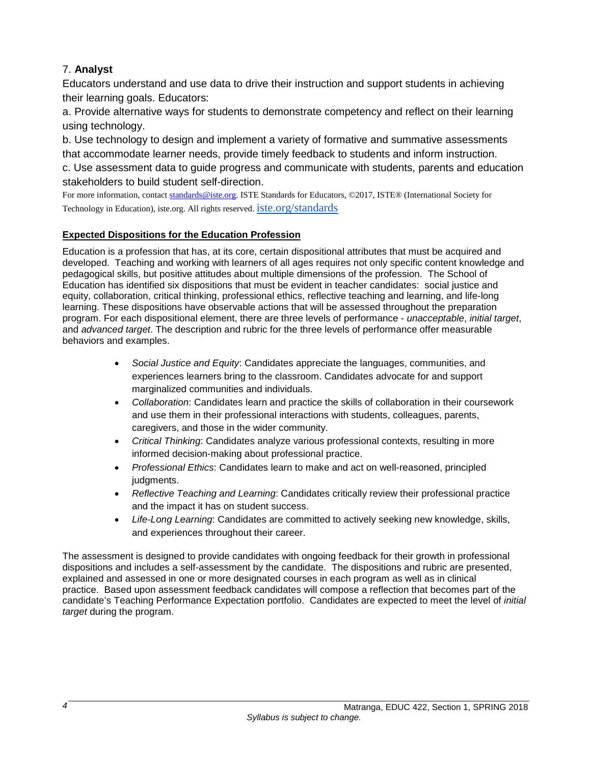7. **Analyst**

Educators understand and use data to drive their instruction and support students in achieving their learning goals. Educators:

a. Provide alternative ways for students to demonstrate competency and reflect on their learning using technology.

b. Use technology to design and implement a variety of formative and summative assessments that accommodate learner needs, provide timely feedback to students and inform instruction.

c. Use assessment data to guide progress and communicate with students, parents and education stakeholders to build student self-direction.

For more information, contact standards@iste.org. ISTE Standards for Educators, ©2017, ISTE® (International Society for Technology in Education), iste.org. All rights reserved. iste.org/standards

### Expected Dispositions for the Education Profession

Education is a profession that has, at its core, certain dispositional attributes that must be acquired and developed. Teaching and working with learners of all ages requires not only specific content knowledge and pedagogical skills, but positive attitudes about multiple dimensions of the profession. The School of Education has identified six dispositions that must be evident in teacher candidates: social justice and equity, collaboration, critical thinking, professional ethics, reflective teaching and learning, and life-long learning. These dispositions have observable actions that will be assessed throughout the preparation program. For each dispositional element, there are three levels of performance - *unacceptable*, *initial target*, and *advanced target*. The description and rubric for the three levels of performance offer measurable behaviors and examples.

- *Social Justice and Equity*: Candidates appreciate the languages, communities, and experiences learners bring to the classroom. Candidates advocate for and support marginalized communities and individuals.
- *Collaboration*: Candidates learn and practice the skills of collaboration in their coursework and use them in their professional interactions with students, colleagues, parents, caregivers, and those in the wider community.
- *Critical Thinking*: Candidates analyze various professional contexts, resulting in more informed decision-making about professional practice.
- *Professional Ethics*: Candidates learn to make and act on well-reasoned, principled judgments.
- *Reflective Teaching and Learning*: Candidates critically review their professional practice and the impact it has on student success.
- *Life-Long Learning*: Candidates are committed to actively seeking new knowledge, skills, and experiences throughout their career.

The assessment is designed to provide candidates with ongoing feedback for their growth in professional dispositions and includes a self-assessment by the candidate. The dispositions and rubric are presented, explained and assessed in one or more designated courses in each program as well as in clinical practice. Based upon assessment feedback candidates will compose a reflection that becomes part of the candidate's Teaching Performance Expectation portfolio. Candidates are expected to meet the level of *initial target* during the program.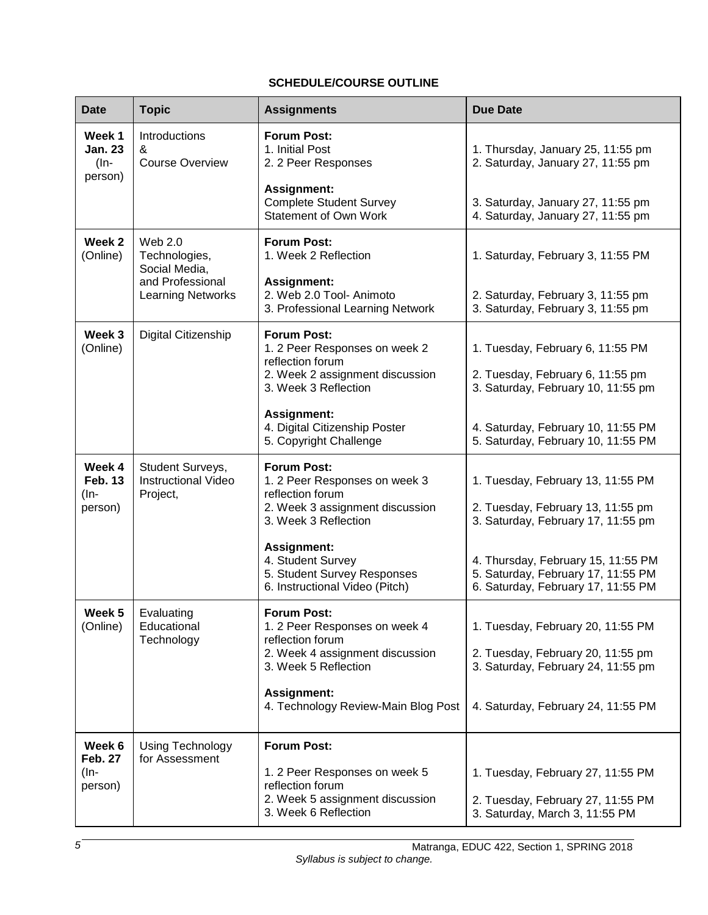**SCHEDULE/COURSE OUTLINE**

| Date | Topic | Assignments | Due Date |
|---|---|---|---|
| **Week 1 Jan. 23** (In-person) | Introductions & Course Overview | **Forum Post:**<br>1. Initial Post<br>2. 2 Peer Responses<br><br>**Assignment:**<br>Complete Student Survey<br>Statement of Own Work | 1. Thursday, January 25, 11:55 pm<br>2. Saturday, January 27, 11:55 pm<br><br>3. Saturday, January 27, 11:55 pm<br>4. Saturday, January 27, 11:55 pm |
| **Week 2** (Online) | Web 2.0 Technologies, Social Media, and Professional Learning Networks | **Forum Post:**<br>1. Week 2 Reflection<br><br>**Assignment:**<br>2. Web 2.0 Tool- Animoto<br>3. Professional Learning Network | 1. Saturday, February 3, 11:55 PM<br><br>2. Saturday, February 3, 11:55 pm<br>3. Saturday, February 3, 11:55 pm |
| **Week 3** (Online) | Digital Citizenship | **Forum Post:**<br>1. 2 Peer Responses on week 2 reflection forum<br>2. Week 2 assignment discussion<br>3. Week 3 Reflection<br><br>**Assignment:**<br>4. Digital Citizenship Poster<br>5. Copyright Challenge | 1. Tuesday, February 6, 11:55 PM<br><br>2. Tuesday, February 6, 11:55 pm<br>3. Saturday, February 10, 11:55 pm<br><br>4. Saturday, February 10, 11:55 PM<br>5. Saturday, February 10, 11:55 PM |
| **Week 4 Feb. 13** (In-person) | Student Surveys, Instructional Video Project, | **Forum Post:**<br>1. 2 Peer Responses on week 3 reflection forum<br>2. Week 3 assignment discussion<br>3. Week 3 Reflection<br><br>**Assignment:**<br>4. Student Survey<br>5. Student Survey Responses<br>6. Instructional Video (Pitch) | 1. Tuesday, February 13, 11:55 PM<br><br>2. Tuesday, February 13, 11:55 pm<br>3. Saturday, February 17, 11:55 pm<br><br>4. Thursday, February 15, 11:55 PM<br>5. Saturday, February 17, 11:55 PM<br>6. Saturday, February 17, 11:55 PM |
| **Week 5** (Online) | Evaluating Educational Technology | **Forum Post:**<br>1. 2 Peer Responses on week 4 reflection forum<br>2. Week 4 assignment discussion<br>3. Week 5 Reflection<br><br>**Assignment:**<br>4. Technology Review-Main Blog Post | 1. Tuesday, February 20, 11:55 PM<br><br>2. Tuesday, February 20, 11:55 pm<br>3. Saturday, February 24, 11:55 pm<br><br>4. Saturday, February 24, 11:55 PM |
| **Week 6 Feb. 27** (In-person) | Using Technology for Assessment | **Forum Post:**<br><br>1. 2 Peer Responses on week 5 reflection forum<br>2. Week 5 assignment discussion<br>3. Week 6 Reflection | <br><br>1. Tuesday, February 27, 11:55 PM<br><br>2. Tuesday, February 27, 11:55 PM<br>3. Saturday, March 3, 11:55 PM |

*Syllabus is subject to change.*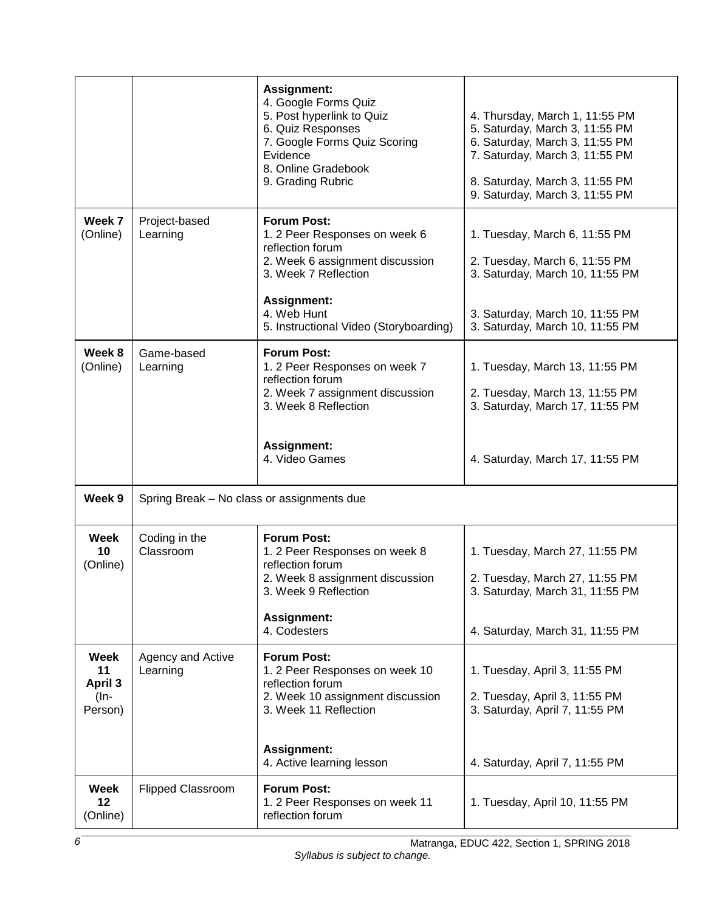| | | | |
|---|---|---|---|
| | | **Assignment:**<br>4. Google Forms Quiz<br>5. Post hyperlink to Quiz<br>6. Quiz Responses<br>7. Google Forms Quiz Scoring Evidence<br>8. Online Gradebook<br>9. Grading Rubric | 4. Thursday, March 1, 11:55 PM<br>5. Saturday, March 3, 11:55 PM<br>6. Saturday, March 3, 11:55 PM<br>7. Saturday, March 3, 11:55 PM<br>8. Saturday, March 3, 11:55 PM<br>9. Saturday, March 3, 11:55 PM |
| **Week 7** (Online) | Project-based Learning | **Forum Post:**<br>1. 2 Peer Responses on week 6 reflection forum<br>2. Week 6 assignment discussion<br>3. Week 7 Reflection<br>**Assignment:**<br>4. Web Hunt<br>5. Instructional Video (Storyboarding) | 1. Tuesday, March 6, 11:55 PM<br>2. Tuesday, March 6, 11:55 PM<br>3. Saturday, March 10, 11:55 PM<br>3. Saturday, March 10, 11:55 PM<br>3. Saturday, March 10, 11:55 PM |
| **Week 8** (Online) | Game-based Learning | **Forum Post:**<br>1. 2 Peer Responses on week 7 reflection forum<br>2. Week 7 assignment discussion<br>3. Week 8 Reflection<br>**Assignment:**<br>4. Video Games | 1. Tuesday, March 13, 11:55 PM<br>2. Tuesday, March 13, 11:55 PM<br>3. Saturday, March 17, 11:55 PM<br>4. Saturday, March 17, 11:55 PM |
| **Week 9** | Spring Break – No class or assignments due | | |
| **Week 10** (Online) | Coding in the Classroom | **Forum Post:**<br>1. 2 Peer Responses on week 8 reflection forum<br>2. Week 8 assignment discussion<br>3. Week 9 Reflection<br>**Assignment:**<br>4. Codesters | 1. Tuesday, March 27, 11:55 PM<br>2. Tuesday, March 27, 11:55 PM<br>3. Saturday, March 31, 11:55 PM<br>4. Saturday, March 31, 11:55 PM |
| **Week 11 April 3** (In-Person) | Agency and Active Learning | **Forum Post:**<br>1. 2 Peer Responses on week 10 reflection forum<br>2. Week 10 assignment discussion<br>3. Week 11 Reflection<br>**Assignment:**<br>4. Active learning lesson | 1. Tuesday, April 3, 11:55 PM<br>2. Tuesday, April 3, 11:55 PM<br>3. Saturday, April 7, 11:55 PM<br>4. Saturday, April 7, 11:55 PM |
| **Week 12** (Online) | Flipped Classroom | **Forum Post:**<br>1. 2 Peer Responses on week 11 reflection forum | 1. Tuesday, April 10, 11:55 PM |

*Syllabus is subject to change.*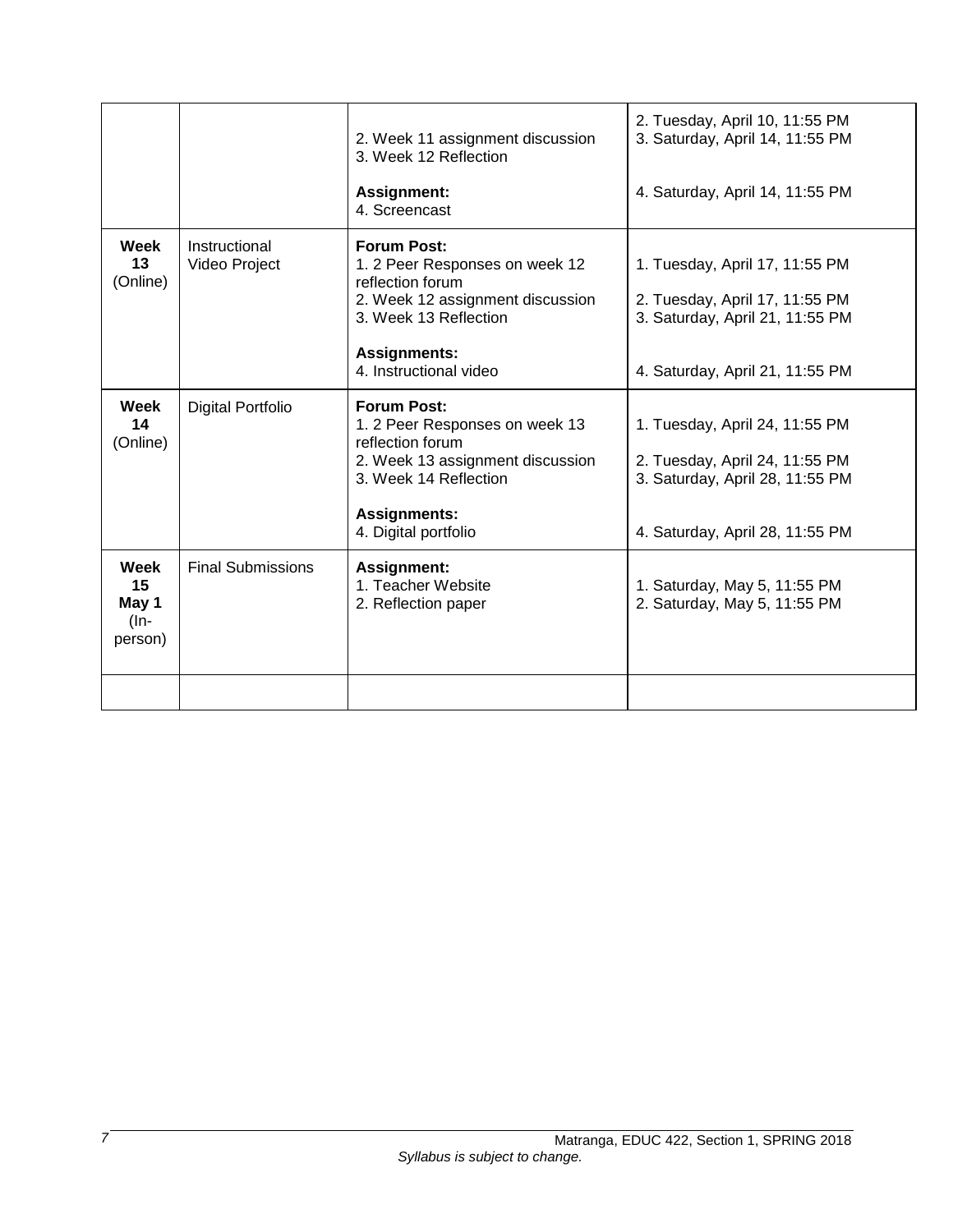| | | | |
|---|---|---|---|
| | | 2. Week 11 assignment discussion<br>3. Week 12 Reflection<br><br>**Assignment:**<br>4. Screencast | 2. Tuesday, April 10, 11:55 PM<br>3. Saturday, April 14, 11:55 PM<br><br>4. Saturday, April 14, 11:55 PM |
| **Week 13** (Online) | Instructional Video Project | **Forum Post:**<br>1. 2 Peer Responses on week 12 reflection forum<br>2. Week 12 assignment discussion<br>3. Week 13 Reflection<br><br>**Assignments:**<br>4. Instructional video | 1. Tuesday, April 17, 11:55 PM<br><br>2. Tuesday, April 17, 11:55 PM<br>3. Saturday, April 21, 11:55 PM<br><br>4. Saturday, April 21, 11:55 PM |
| **Week 14** (Online) | Digital Portfolio | **Forum Post:**<br>1. 2 Peer Responses on week 13 reflection forum<br>2. Week 13 assignment discussion<br>3. Week 14 Reflection<br><br>**Assignments:**<br>4. Digital portfolio | 1. Tuesday, April 24, 11:55 PM<br><br>2. Tuesday, April 24, 11:55 PM<br>3. Saturday, April 28, 11:55 PM<br><br>4. Saturday, April 28, 11:55 PM |
| **Week 15 May 1** (In-person) | Final Submissions | **Assignment:**<br>1. Teacher Website<br>2. Reflection paper | 1. Saturday, May 5, 11:55 PM<br>2. Saturday, May 5, 11:55 PM |
| | | | |

*Syllabus is subject to change.*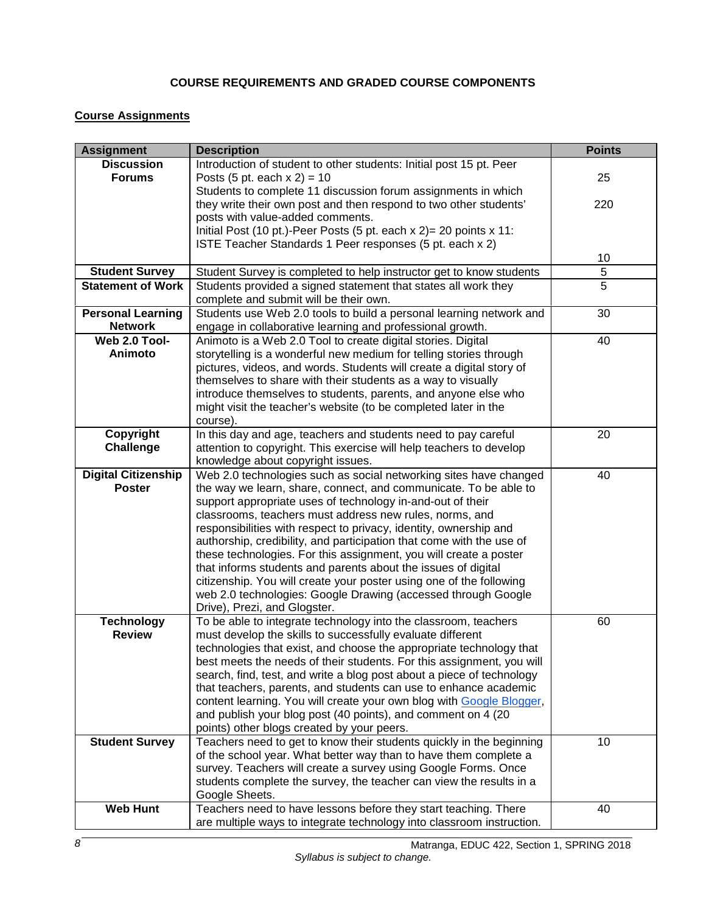## COURSE REQUIREMENTS AND GRADED COURSE COMPONENTS

### Course Assignments

| Assignment | Description | Points |
|---|---|---|
| **Discussion Forums** | Introduction of student to other students: Initial post 15 pt. Peer Posts (5 pt. each x 2) = 10<br>Students to complete 11 discussion forum assignments in which they write their own post and then respond to two other students' posts with value-added comments.<br>Initial Post (10 pt.)-Peer Posts (5 pt. each x 2)= 20 points x 11:<br>ISTE Teacher Standards 1 Peer responses (5 pt. each x 2) | 25<br><br>220<br><br><br>10 |
| **Student Survey** | Student Survey is completed to help instructor get to know students | 5 |
| **Statement of Work** | Students provided a signed statement that states all work they complete and submit will be their own. | 5 |
| **Personal Learning Network** | Students use Web 2.0 tools to build a personal learning network and engage in collaborative learning and professional growth. | 30 |
| **Web 2.0 Tool-Animoto** | Animoto is a Web 2.0 Tool to create digital stories. Digital storytelling is a wonderful new medium for telling stories through pictures, videos, and words. Students will create a digital story of themselves to share with their students as a way to visually introduce themselves to students, parents, and anyone else who might visit the teacher's website (to be completed later in the course). | 40 |
| **Copyright Challenge** | In this day and age, teachers and students need to pay careful attention to copyright. This exercise will help teachers to develop knowledge about copyright issues. | 20 |
| **Digital Citizenship Poster** | Web 2.0 technologies such as social networking sites have changed the way we learn, share, connect, and communicate. To be able to support appropriate uses of technology in-and-out of their classrooms, teachers must address new rules, norms, and responsibilities with respect to privacy, identity, ownership and authorship, credibility, and participation that come with the use of these technologies. For this assignment, you will create a poster that informs students and parents about the issues of digital citizenship. You will create your poster using one of the following web 2.0 technologies: Google Drawing (accessed through Google Drive), Prezi, and Glogster. | 40 |
| **Technology Review** | To be able to integrate technology into the classroom, teachers must develop the skills to successfully evaluate different technologies that exist, and choose the appropriate technology that best meets the needs of their students. For this assignment, you will search, find, test, and write a blog post about a piece of technology that teachers, parents, and students can use to enhance academic content learning. You will create your own blog with Google Blogger, and publish your blog post (40 points), and comment on 4 (20 points) other blogs created by your peers. | 60 |
| **Student Survey** | Teachers need to get to know their students quickly in the beginning of the school year. What better way than to have them complete a survey. Teachers will create a survey using Google Forms. Once students complete the survey, the teacher can view the results in a Google Sheets. | 10 |
| **Web Hunt** | Teachers need to have lessons before they start teaching. There are multiple ways to integrate technology into classroom instruction. | 40 |

*Syllabus is subject to change.*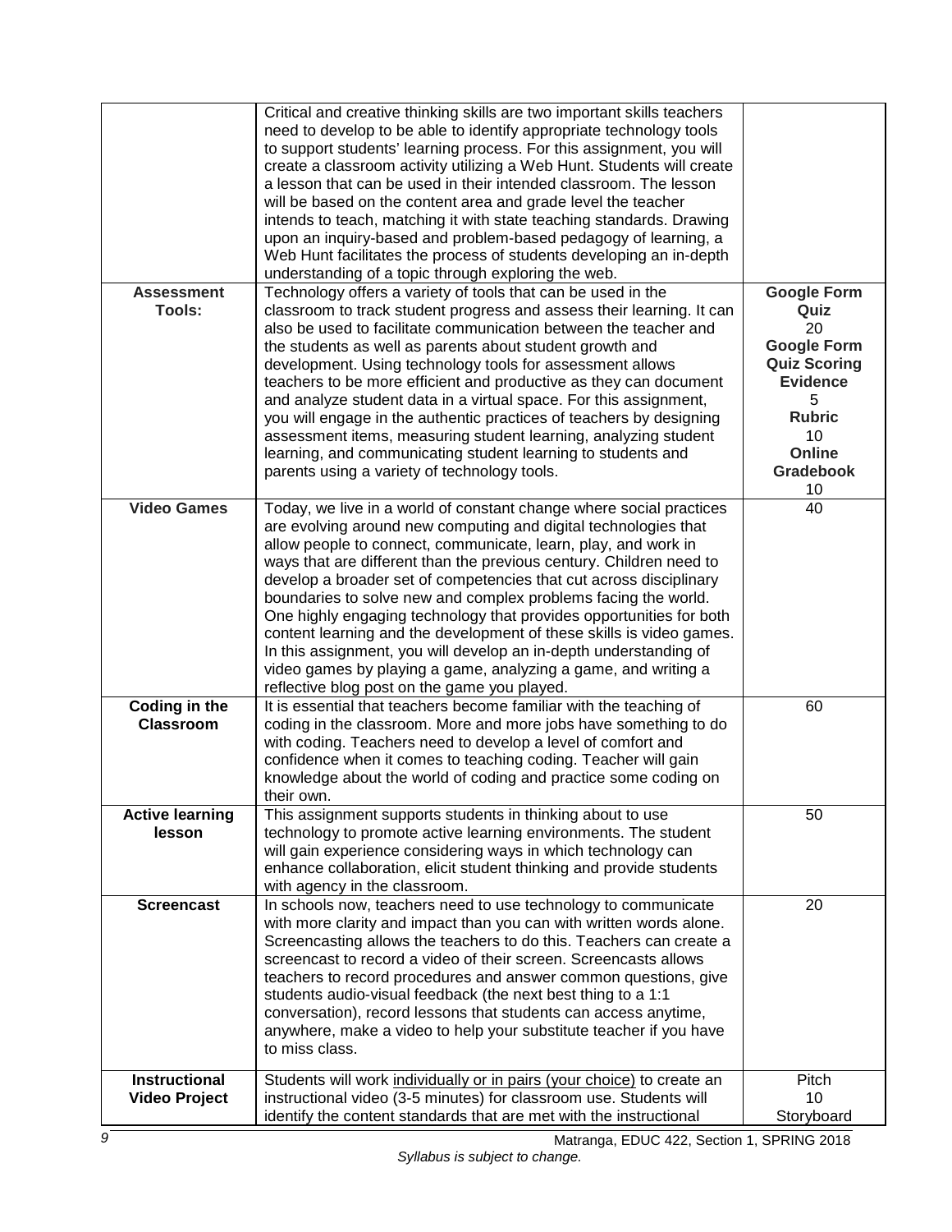| | | |
|---|---|---|
| | Critical and creative thinking skills are two important skills teachers need to develop to be able to identify appropriate technology tools to support students' learning process. For this assignment, you will create a classroom activity utilizing a Web Hunt. Students will create a lesson that can be used in their intended classroom. The lesson will be based on the content area and grade level the teacher intends to teach, matching it with state teaching standards. Drawing upon an inquiry-based and problem-based pedagogy of learning, a Web Hunt facilitates the process of students developing an in-depth understanding of a topic through exploring the web. | |
| **Assessment Tools:** | Technology offers a variety of tools that can be used in the classroom to track student progress and assess their learning. It can also be used to facilitate communication between the teacher and the students as well as parents about student growth and development. Using technology tools for assessment allows teachers to be more efficient and productive as they can document and analyze student data in a virtual space. For this assignment, you will engage in the authentic practices of teachers by designing assessment items, measuring student learning, analyzing student learning, and communicating student learning to students and parents using a variety of technology tools. | **Google Form Quiz** 20 **Google Form Quiz Scoring Evidence** 5 **Rubric** 10 **Online Gradebook** 10 |
| **Video Games** | Today, we live in a world of constant change where social practices are evolving around new computing and digital technologies that allow people to connect, communicate, learn, play, and work in ways that are different than the previous century. Children need to develop a broader set of competencies that cut across disciplinary boundaries to solve new and complex problems facing the world. One highly engaging technology that provides opportunities for both content learning and the development of these skills is video games. In this assignment, you will develop an in-depth understanding of video games by playing a game, analyzing a game, and writing a reflective blog post on the game you played. | 40 |
| **Coding in the Classroom** | It is essential that teachers become familiar with the teaching of coding in the classroom. More and more jobs have something to do with coding. Teachers need to develop a level of comfort and confidence when it comes to teaching coding. Teacher will gain knowledge about the world of coding and practice some coding on their own. | 60 |
| **Active learning lesson** | This assignment supports students in thinking about to use technology to promote active learning environments. The student will gain experience considering ways in which technology can enhance collaboration, elicit student thinking and provide students with agency in the classroom. | 50 |
| **Screencast** | In schools now, teachers need to use technology to communicate with more clarity and impact than you can with written words alone. Screencasting allows the teachers to do this. Teachers can create a screencast to record a video of their screen. Screencasts allows teachers to record procedures and answer common questions, give students audio-visual feedback (the next best thing to a 1:1 conversation), record lessons that students can access anytime, anywhere, make a video to help your substitute teacher if you have to miss class. | 20 |
| **Instructional Video Project** | Students will work individually or in pairs (your choice) to create an instructional video (3-5 minutes) for classroom use. Students will identify the content standards that are met with the instructional | Pitch 10 Storyboard |

*Syllabus is subject to change.*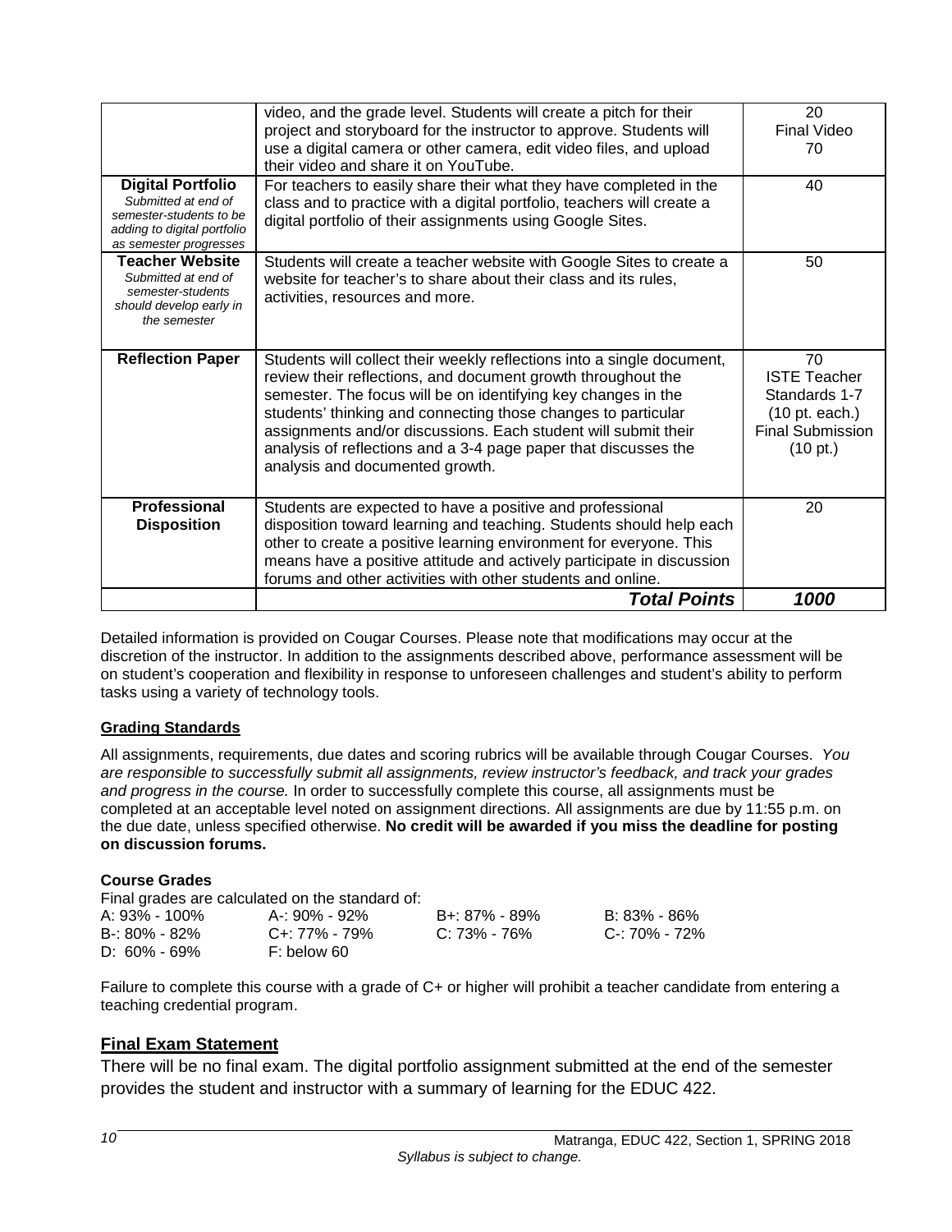| | | |
|---|---|---|
| | video, and the grade level. Students will create a pitch for their project and storyboard for the instructor to approve. Students will use a digital camera or other camera, edit video files, and upload their video and share it on YouTube. | 20<br>Final Video<br>70 |
| **Digital Portfolio**<br>*Submitted at end of semester-students to be adding to digital portfolio as semester progresses* | For teachers to easily share their what they have completed in the class and to practice with a digital portfolio, teachers will create a digital portfolio of their assignments using Google Sites. | 40 |
| **Teacher Website**<br>*Submitted at end of semester-students should develop early in the semester* | Students will create a teacher website with Google Sites to create a website for teacher's to share about their class and its rules, activities, resources and more. | 50 |
| **Reflection Paper** | Students will collect their weekly reflections into a single document, review their reflections, and document growth throughout the semester. The focus will be on identifying key changes in the students' thinking and connecting those changes to particular assignments and/or discussions. Each student will submit their analysis of reflections and a 3-4 page paper that discusses the analysis and documented growth. | 70<br>ISTE Teacher Standards 1-7 (10 pt. each.)<br>Final Submission (10 pt.) |
| **Professional Disposition** | Students are expected to have a positive and professional disposition toward learning and teaching. Students should help each other to create a positive learning environment for everyone. This means have a positive attitude and actively participate in discussion forums and other activities with other students and online. | 20 |
| | ***Total Points*** | ***1000*** |

Detailed information is provided on Cougar Courses. Please note that modifications may occur at the discretion of the instructor. In addition to the assignments described above, performance assessment will be on student's cooperation and flexibility in response to unforeseen challenges and student's ability to perform tasks using a variety of technology tools.

**Grading Standards**

All assignments, requirements, due dates and scoring rubrics will be available through Cougar Courses. *You are responsible to successfully submit all assignments, review instructor's feedback, and track your grades and progress in the course.* In order to successfully complete this course, all assignments must be completed at an acceptable level noted on assignment directions. All assignments are due by 11:55 p.m. on the due date, unless specified otherwise. **No credit will be awarded if you miss the deadline for posting on discussion forums.**

**Course Grades**

Final grades are calculated on the standard of:

| | | | |
|---|---|---|---|
| A: 93% - 100% | A-: 90% - 92% | B+: 87% - 89% | B: 83% - 86% |
| B-: 80% - 82% | C+: 77% - 79% | C: 73% - 76% | C-: 70% - 72% |
| D: 60% - 69% | F: below 60 | | |

Failure to complete this course with a grade of C+ or higher will prohibit a teacher candidate from entering a teaching credential program.

## Final Exam Statement

There will be no final exam. The digital portfolio assignment submitted at the end of the semester provides the student and instructor with a summary of learning for the EDUC 422.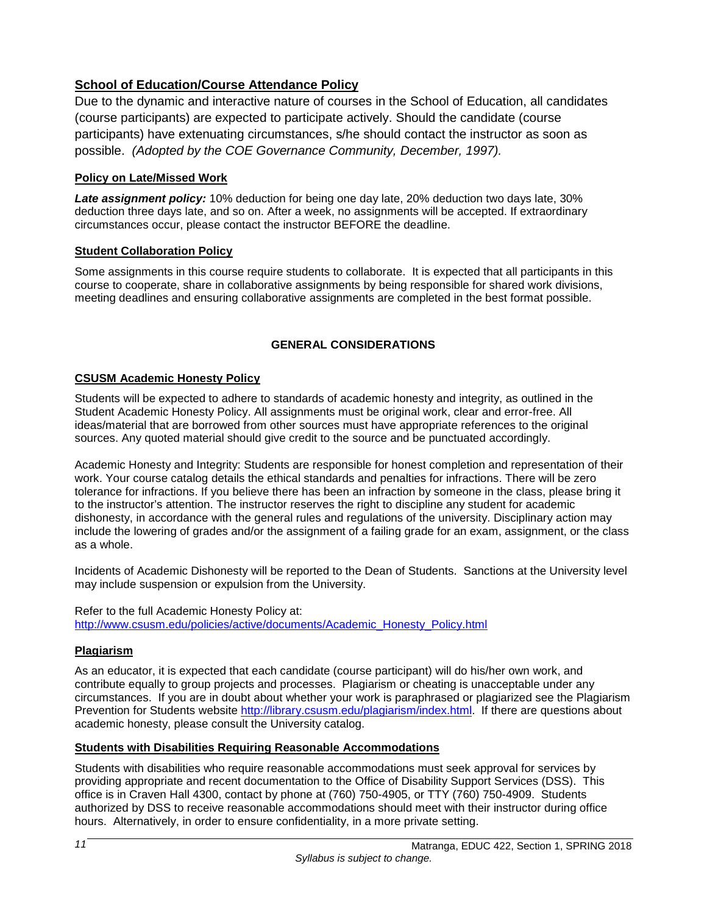## School of Education/Course Attendance Policy

Due to the dynamic and interactive nature of courses in the School of Education, all candidates (course participants) are expected to participate actively. Should the candidate (course participants) have extenuating circumstances, s/he should contact the instructor as soon as possible. *(Adopted by the COE Governance Community, December, 1997).*

### Policy on Late/Missed Work

***Late assignment policy:*** 10% deduction for being one day late, 20% deduction two days late, 30% deduction three days late, and so on. After a week, no assignments will be accepted. If extraordinary circumstances occur, please contact the instructor BEFORE the deadline.

### Student Collaboration Policy

Some assignments in this course require students to collaborate. It is expected that all participants in this course to cooperate, share in collaborative assignments by being responsible for shared work divisions, meeting deadlines and ensuring collaborative assignments are completed in the best format possible.

## GENERAL CONSIDERATIONS

### CSUSM Academic Honesty Policy

Students will be expected to adhere to standards of academic honesty and integrity, as outlined in the Student Academic Honesty Policy. All assignments must be original work, clear and error-free. All ideas/material that are borrowed from other sources must have appropriate references to the original sources. Any quoted material should give credit to the source and be punctuated accordingly.

Academic Honesty and Integrity: Students are responsible for honest completion and representation of their work. Your course catalog details the ethical standards and penalties for infractions. There will be zero tolerance for infractions. If you believe there has been an infraction by someone in the class, please bring it to the instructor's attention. The instructor reserves the right to discipline any student for academic dishonesty, in accordance with the general rules and regulations of the university. Disciplinary action may include the lowering of grades and/or the assignment of a failing grade for an exam, assignment, or the class as a whole.

Incidents of Academic Dishonesty will be reported to the Dean of Students. Sanctions at the University level may include suspension or expulsion from the University.

Refer to the full Academic Honesty Policy at:
[http://www.csusm.edu/policies/active/documents/Academic_Honesty_Policy.html](http://www.csusm.edu/policies/active/documents/Academic_Honesty_Policy.html)

### Plagiarism

As an educator, it is expected that each candidate (course participant) will do his/her own work, and contribute equally to group projects and processes. Plagiarism or cheating is unacceptable under any circumstances. If you are in doubt about whether your work is paraphrased or plagiarized see the Plagiarism Prevention for Students website [http://library.csusm.edu/plagiarism/index.html](http://library.csusm.edu/plagiarism/index.html). If there are questions about academic honesty, please consult the University catalog.

### Students with Disabilities Requiring Reasonable Accommodations

Students with disabilities who require reasonable accommodations must seek approval for services by providing appropriate and recent documentation to the Office of Disability Support Services (DSS). This office is in Craven Hall 4300, contact by phone at (760) 750-4905, or TTY (760) 750-4909. Students authorized by DSS to receive reasonable accommodations should meet with their instructor during office hours. Alternatively, in order to ensure confidentiality, in a more private setting.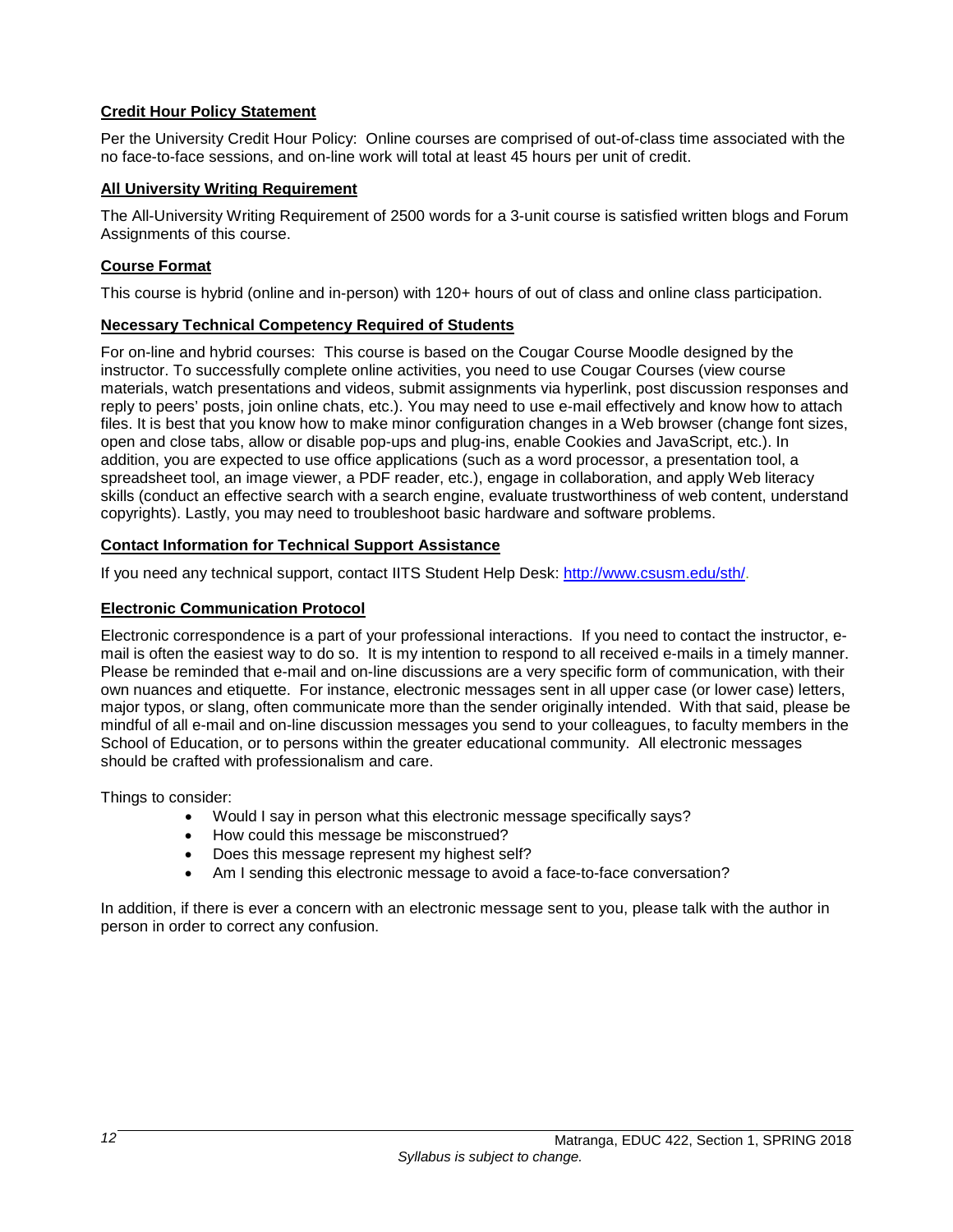**Credit Hour Policy Statement**

Per the University Credit Hour Policy: Online courses are comprised of out-of-class time associated with the no face-to-face sessions, and on-line work will total at least 45 hours per unit of credit.

**All University Writing Requirement**

The All-University Writing Requirement of 2500 words for a 3-unit course is satisfied written blogs and Forum Assignments of this course.

**Course Format**

This course is hybrid (online and in-person) with 120+ hours of out of class and online class participation.

**Necessary Technical Competency Required of Students**

For on-line and hybrid courses: This course is based on the Cougar Course Moodle designed by the instructor. To successfully complete online activities, you need to use Cougar Courses (view course materials, watch presentations and videos, submit assignments via hyperlink, post discussion responses and reply to peers' posts, join online chats, etc.). You may need to use e-mail effectively and know how to attach files. It is best that you know how to make minor configuration changes in a Web browser (change font sizes, open and close tabs, allow or disable pop-ups and plug-ins, enable Cookies and JavaScript, etc.). In addition, you are expected to use office applications (such as a word processor, a presentation tool, a spreadsheet tool, an image viewer, a PDF reader, etc.), engage in collaboration, and apply Web literacy skills (conduct an effective search with a search engine, evaluate trustworthiness of web content, understand copyrights). Lastly, you may need to troubleshoot basic hardware and software problems.

**Contact Information for Technical Support Assistance**

If you need any technical support, contact IITS Student Help Desk: http://www.csusm.edu/sth/.

**Electronic Communication Protocol**

Electronic correspondence is a part of your professional interactions. If you need to contact the instructor, e-mail is often the easiest way to do so. It is my intention to respond to all received e-mails in a timely manner. Please be reminded that e-mail and on-line discussions are a very specific form of communication, with their own nuances and etiquette. For instance, electronic messages sent in all upper case (or lower case) letters, major typos, or slang, often communicate more than the sender originally intended. With that said, please be mindful of all e-mail and on-line discussion messages you send to your colleagues, to faculty members in the School of Education, or to persons within the greater educational community. All electronic messages should be crafted with professionalism and care.

Things to consider:

- Would I say in person what this electronic message specifically says?
- How could this message be misconstrued?
- Does this message represent my highest self?
- Am I sending this electronic message to avoid a face-to-face conversation?

In addition, if there is ever a concern with an electronic message sent to you, please talk with the author in person in order to correct any confusion.